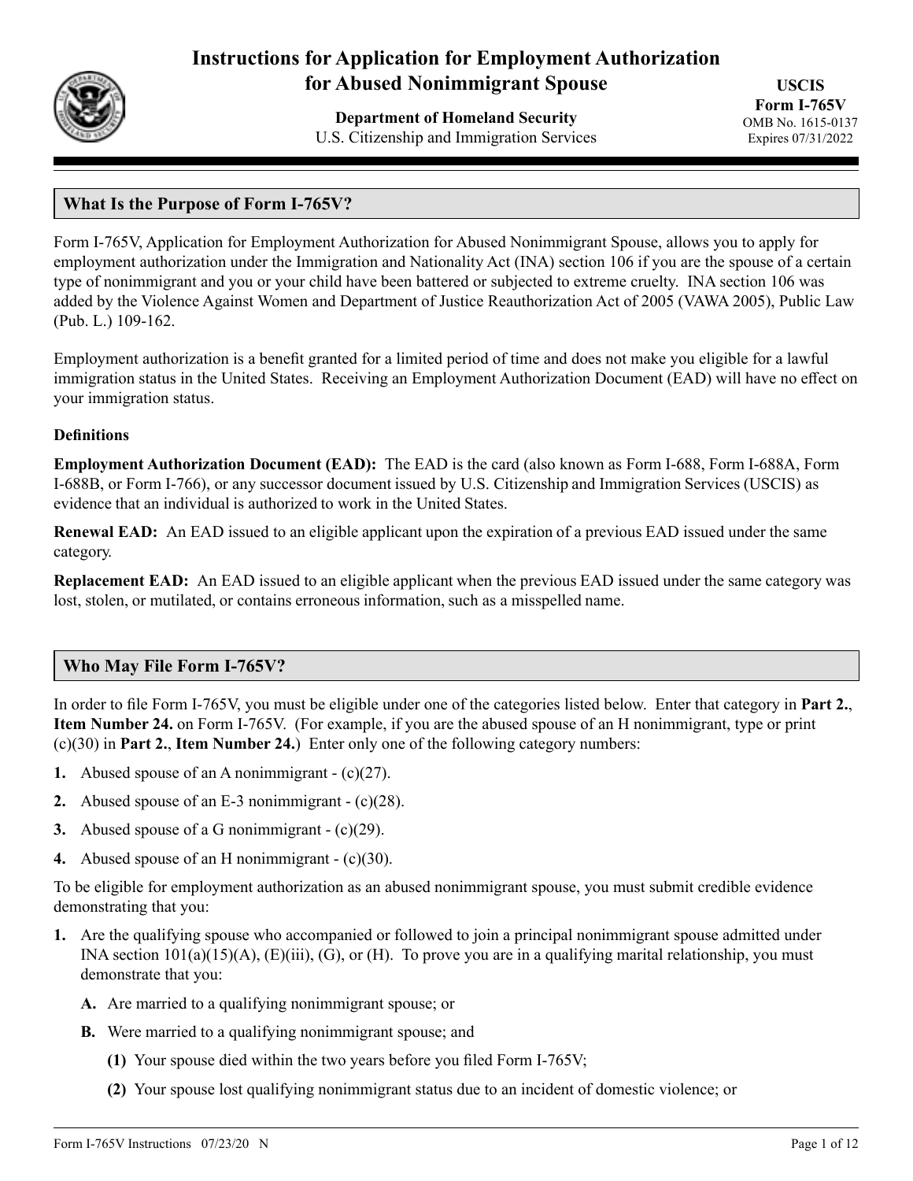# Instructions for Application for Employment Authorization for Abused Nonimmigrant Spouse

**Department of Homeland Security**
U.S. Citizenship and Immigration Services

**USCIS**
**Form I-765V**
OMB No. 1615-0137
Expires 07/31/2022

## What Is the Purpose of Form I-765V?

Form I-765V, Application for Employment Authorization for Abused Nonimmigrant Spouse, allows you to apply for employment authorization under the Immigration and Nationality Act (INA) section 106 if you are the spouse of a certain type of nonimmigrant and you or your child have been battered or subjected to extreme cruelty. INA section 106 was added by the Violence Against Women and Department of Justice Reauthorization Act of 2005 (VAWA 2005), Public Law (Pub. L.) 109-162.

Employment authorization is a benefit granted for a limited period of time and does not make you eligible for a lawful immigration status in the United States. Receiving an Employment Authorization Document (EAD) will have no effect on your immigration status.

### Definitions

**Employment Authorization Document (EAD):** The EAD is the card (also known as Form I-688, Form I-688A, Form I-688B, or Form I-766), or any successor document issued by U.S. Citizenship and Immigration Services (USCIS) as evidence that an individual is authorized to work in the United States.

**Renewal EAD:** An EAD issued to an eligible applicant upon the expiration of a previous EAD issued under the same category.

**Replacement EAD:** An EAD issued to an eligible applicant when the previous EAD issued under the same category was lost, stolen, or mutilated, or contains erroneous information, such as a misspelled name.

## Who May File Form I-765V?

In order to file Form I-765V, you must be eligible under one of the categories listed below. Enter that category in **Part 2.**, **Item Number 24.** on Form I-765V. (For example, if you are the abused spouse of an H nonimmigrant, type or print (c)(30) in **Part 2.**, **Item Number 24.**) Enter only one of the following category numbers:

1. Abused spouse of an A nonimmigrant - (c)(27).
2. Abused spouse of an E-3 nonimmigrant - (c)(28).
3. Abused spouse of a G nonimmigrant - (c)(29).
4. Abused spouse of an H nonimmigrant - (c)(30).

To be eligible for employment authorization as an abused nonimmigrant spouse, you must submit credible evidence demonstrating that you:

1. Are the qualifying spouse who accompanied or followed to join a principal nonimmigrant spouse admitted under INA section 101(a)(15)(A), (E)(iii), (G), or (H). To prove you are in a qualifying marital relationship, you must demonstrate that you:
   - **A.** Are married to a qualifying nonimmigrant spouse; or
   - **B.** Were married to a qualifying nonimmigrant spouse; and
     - **(1)** Your spouse died within the two years before you filed Form I-765V;
     - **(2)** Your spouse lost qualifying nonimmigrant status due to an incident of domestic violence; or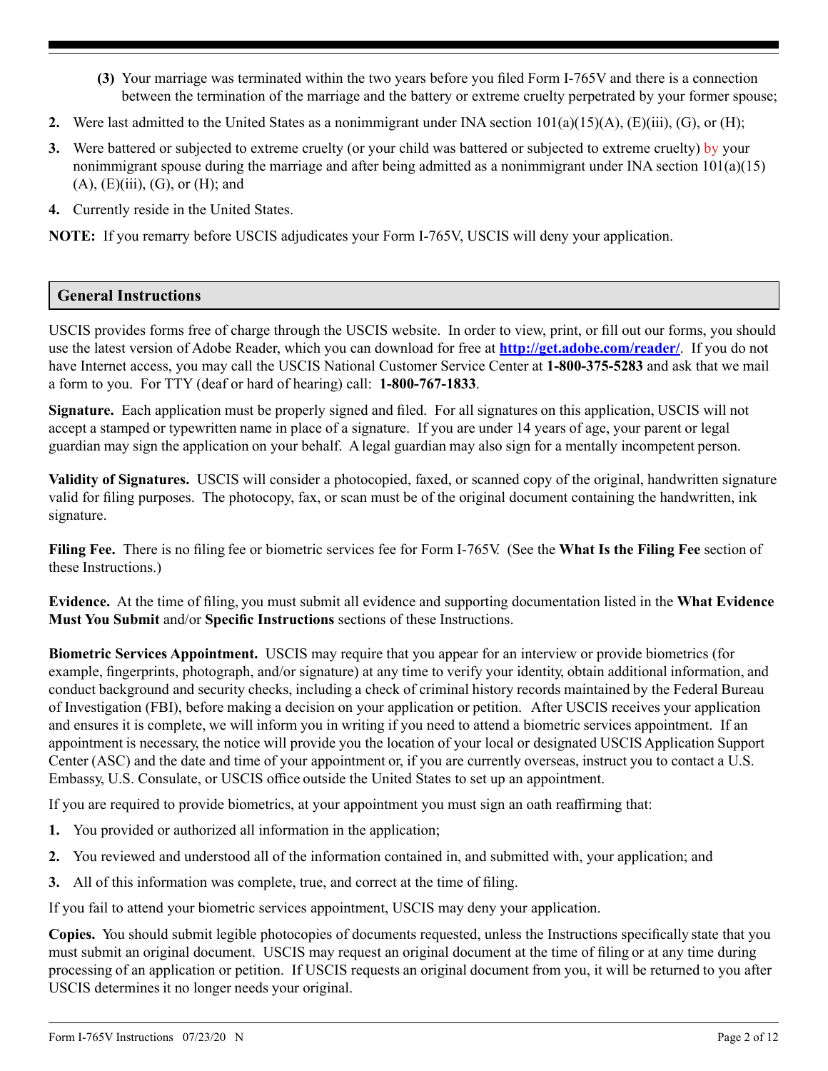**(3)** Your marriage was terminated within the two years before you filed Form I-765V and there is a connection between the termination of the marriage and the battery or extreme cruelty perpetrated by your former spouse;

**2.** Were last admitted to the United States as a nonimmigrant under INA section 101(a)(15)(A), (E)(iii), (G), or (H);

**3.** Were battered or subjected to extreme cruelty (or your child was battered or subjected to extreme cruelty) by your nonimmigrant spouse during the marriage and after being admitted as a nonimmigrant under INA section 101(a)(15)(A), (E)(iii), (G), or (H); and

**4.** Currently reside in the United States.

**NOTE:** If you remarry before USCIS adjudicates your Form I-765V, USCIS will deny your application.

## General Instructions

USCIS provides forms free of charge through the USCIS website. In order to view, print, or fill out our forms, you should use the latest version of Adobe Reader, which you can download for free at **http://get.adobe.com/reader/**. If you do not have Internet access, you may call the USCIS National Customer Service Center at **1-800-375-5283** and ask that we mail a form to you. For TTY (deaf or hard of hearing) call: **1-800-767-1833**.

**Signature.** Each application must be properly signed and filed. For all signatures on this application, USCIS will not accept a stamped or typewritten name in place of a signature. If you are under 14 years of age, your parent or legal guardian may sign the application on your behalf. A legal guardian may also sign for a mentally incompetent person.

**Validity of Signatures.** USCIS will consider a photocopied, faxed, or scanned copy of the original, handwritten signature valid for filing purposes. The photocopy, fax, or scan must be of the original document containing the handwritten, ink signature.

**Filing Fee.** There is no filing fee or biometric services fee for Form I-765V. (See the **What Is the Filing Fee** section of these Instructions.)

**Evidence.** At the time of filing, you must submit all evidence and supporting documentation listed in the **What Evidence Must You Submit** and/or **Specific Instructions** sections of these Instructions.

**Biometric Services Appointment.** USCIS may require that you appear for an interview or provide biometrics (for example, fingerprints, photograph, and/or signature) at any time to verify your identity, obtain additional information, and conduct background and security checks, including a check of criminal history records maintained by the Federal Bureau of Investigation (FBI), before making a decision on your application or petition. After USCIS receives your application and ensures it is complete, we will inform you in writing if you need to attend a biometric services appointment. If an appointment is necessary, the notice will provide you the location of your local or designated USCIS Application Support Center (ASC) and the date and time of your appointment or, if you are currently overseas, instruct you to contact a U.S. Embassy, U.S. Consulate, or USCIS office outside the United States to set up an appointment.

If you are required to provide biometrics, at your appointment you must sign an oath reaffirming that:

**1.** You provided or authorized all information in the application;

**2.** You reviewed and understood all of the information contained in, and submitted with, your application; and

**3.** All of this information was complete, true, and correct at the time of filing.

If you fail to attend your biometric services appointment, USCIS may deny your application.

**Copies.** You should submit legible photocopies of documents requested, unless the Instructions specifically state that you must submit an original document. USCIS may request an original document at the time of filing or at any time during processing of an application or petition. If USCIS requests an original document from you, it will be returned to you after USCIS determines it no longer needs your original.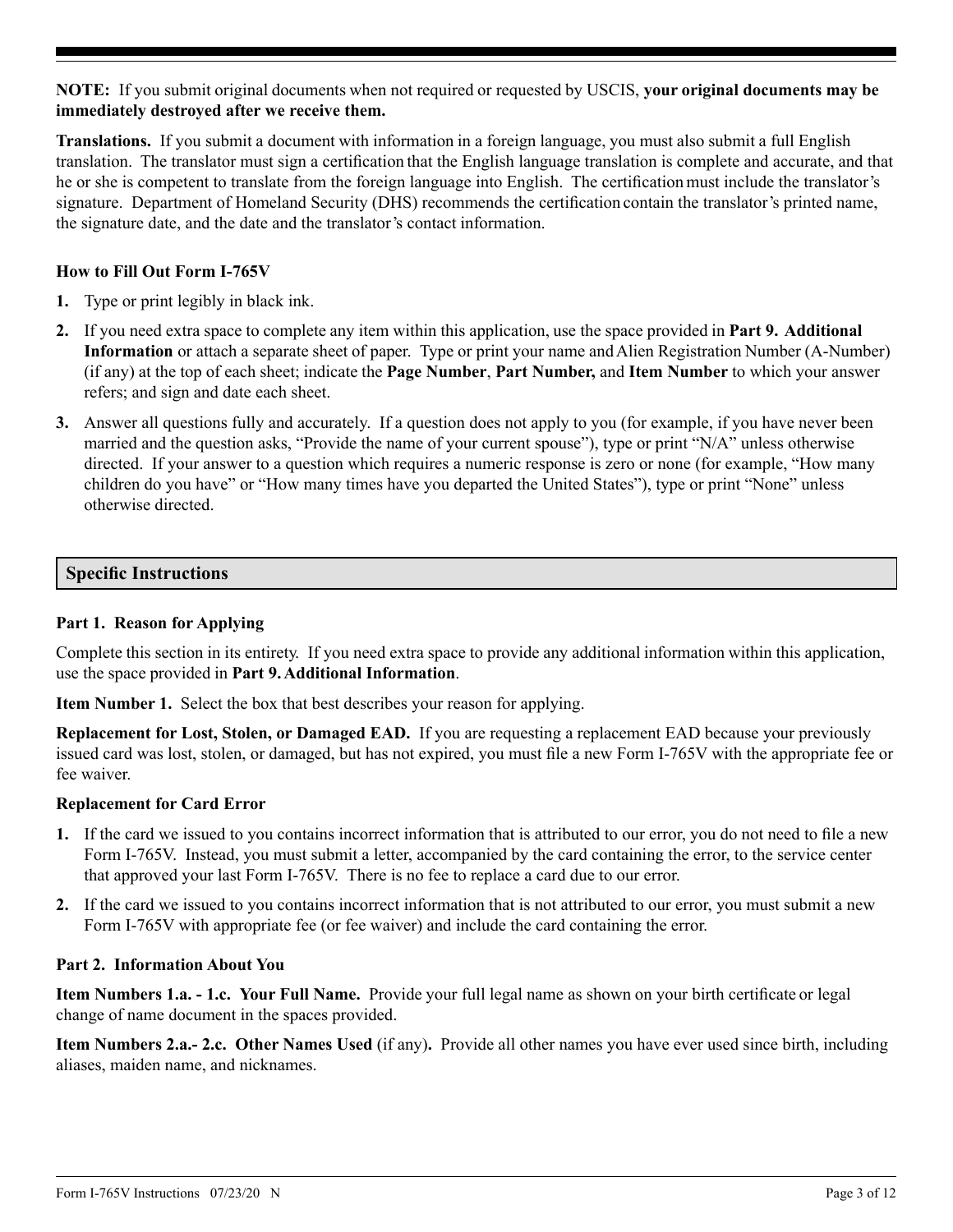**NOTE:** If you submit original documents when not required or requested by USCIS, **your original documents may be immediately destroyed after we receive them.**

**Translations.** If you submit a document with information in a foreign language, you must also submit a full English translation. The translator must sign a certification that the English language translation is complete and accurate, and that he or she is competent to translate from the foreign language into English. The certification must include the translator's signature. Department of Homeland Security (DHS) recommends the certification contain the translator's printed name, the signature date, and the date and the translator's contact information.

### How to Fill Out Form I-765V

1. Type or print legibly in black ink.
2. If you need extra space to complete any item within this application, use the space provided in **Part 9. Additional Information** or attach a separate sheet of paper. Type or print your name and Alien Registration Number (A-Number) (if any) at the top of each sheet; indicate the **Page Number**, **Part Number,** and **Item Number** to which your answer refers; and sign and date each sheet.
3. Answer all questions fully and accurately. If a question does not apply to you (for example, if you have never been married and the question asks, "Provide the name of your current spouse"), type or print "N/A" unless otherwise directed. If your answer to a question which requires a numeric response is zero or none (for example, "How many children do you have" or "How many times have you departed the United States"), type or print "None" unless otherwise directed.

## Specific Instructions

### Part 1. Reason for Applying

Complete this section in its entirety. If you need extra space to provide any additional information within this application, use the space provided in **Part 9. Additional Information**.

**Item Number 1.** Select the box that best describes your reason for applying.

**Replacement for Lost, Stolen, or Damaged EAD.** If you are requesting a replacement EAD because your previously issued card was lost, stolen, or damaged, but has not expired, you must file a new Form I-765V with the appropriate fee or fee waiver.

**Replacement for Card Error**

1. If the card we issued to you contains incorrect information that is attributed to our error, you do not need to file a new Form I-765V. Instead, you must submit a letter, accompanied by the card containing the error, to the service center that approved your last Form I-765V. There is no fee to replace a card due to our error.
2. If the card we issued to you contains incorrect information that is not attributed to our error, you must submit a new Form I-765V with appropriate fee (or fee waiver) and include the card containing the error.

### Part 2. Information About You

**Item Numbers 1.a. - 1.c. Your Full Name.** Provide your full legal name as shown on your birth certificate or legal change of name document in the spaces provided.

**Item Numbers 2.a.- 2.c. Other Names Used** (if any)**.** Provide all other names you have ever used since birth, including aliases, maiden name, and nicknames.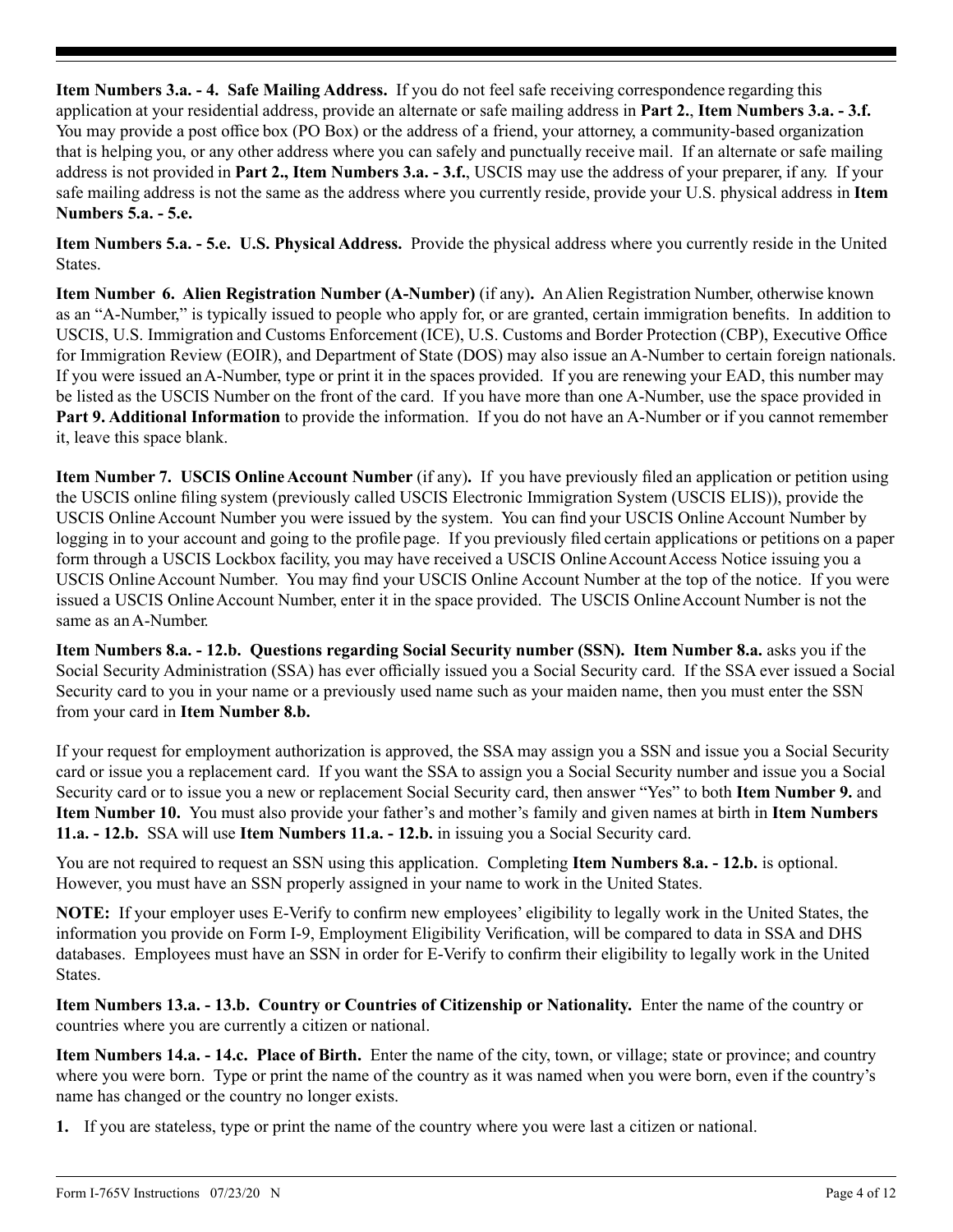**Item Numbers 3.a. - 4. Safe Mailing Address.** If you do not feel safe receiving correspondence regarding this application at your residential address, provide an alternate or safe mailing address in **Part 2.**, **Item Numbers 3.a. - 3.f.** You may provide a post office box (PO Box) or the address of a friend, your attorney, a community-based organization that is helping you, or any other address where you can safely and punctually receive mail. If an alternate or safe mailing address is not provided in **Part 2., Item Numbers 3.a. - 3.f.**, USCIS may use the address of your preparer, if any. If your safe mailing address is not the same as the address where you currently reside, provide your U.S. physical address in **Item Numbers 5.a. - 5.e.**

**Item Numbers 5.a. - 5.e. U.S. Physical Address.** Provide the physical address where you currently reside in the United States.

**Item Number 6. Alien Registration Number (A-Number)** (if any)**.** An Alien Registration Number, otherwise known as an "A-Number," is typically issued to people who apply for, or are granted, certain immigration benefits. In addition to USCIS, U.S. Immigration and Customs Enforcement (ICE), U.S. Customs and Border Protection (CBP), Executive Office for Immigration Review (EOIR), and Department of State (DOS) may also issue an A-Number to certain foreign nationals. If you were issued an A-Number, type or print it in the spaces provided. If you are renewing your EAD, this number may be listed as the USCIS Number on the front of the card. If you have more than one A-Number, use the space provided in **Part 9. Additional Information** to provide the information. If you do not have an A-Number or if you cannot remember it, leave this space blank.

**Item Number 7. USCIS Online Account Number** (if any)**.** If you have previously filed an application or petition using the USCIS online filing system (previously called USCIS Electronic Immigration System (USCIS ELIS)), provide the USCIS Online Account Number you were issued by the system. You can find your USCIS Online Account Number by logging in to your account and going to the profile page. If you previously filed certain applications or petitions on a paper form through a USCIS Lockbox facility, you may have received a USCIS Online Account Access Notice issuing you a USCIS Online Account Number. You may find your USCIS Online Account Number at the top of the notice. If you were issued a USCIS Online Account Number, enter it in the space provided. The USCIS Online Account Number is not the same as an A-Number.

**Item Numbers 8.a. - 12.b. Questions regarding Social Security number (SSN). Item Number 8.a.** asks you if the Social Security Administration (SSA) has ever officially issued you a Social Security card. If the SSA ever issued a Social Security card to you in your name or a previously used name such as your maiden name, then you must enter the SSN from your card in **Item Number 8.b.**

If your request for employment authorization is approved, the SSA may assign you a SSN and issue you a Social Security card or issue you a replacement card. If you want the SSA to assign you a Social Security number and issue you a Social Security card or to issue you a new or replacement Social Security card, then answer "Yes" to both **Item Number 9.** and **Item Number 10.** You must also provide your father's and mother's family and given names at birth in **Item Numbers 11.a. - 12.b.** SSA will use **Item Numbers 11.a. - 12.b.** in issuing you a Social Security card.

You are not required to request an SSN using this application. Completing **Item Numbers 8.a. - 12.b.** is optional. However, you must have an SSN properly assigned in your name to work in the United States.

**NOTE:** If your employer uses E-Verify to confirm new employees' eligibility to legally work in the United States, the information you provide on Form I-9, Employment Eligibility Verification, will be compared to data in SSA and DHS databases. Employees must have an SSN in order for E-Verify to confirm their eligibility to legally work in the United States.

**Item Numbers 13.a. - 13.b. Country or Countries of Citizenship or Nationality.** Enter the name of the country or countries where you are currently a citizen or national.

**Item Numbers 14.a. - 14.c. Place of Birth.** Enter the name of the city, town, or village; state or province; and country where you were born. Type or print the name of the country as it was named when you were born, even if the country's name has changed or the country no longer exists.

1. If you are stateless, type or print the name of the country where you were last a citizen or national.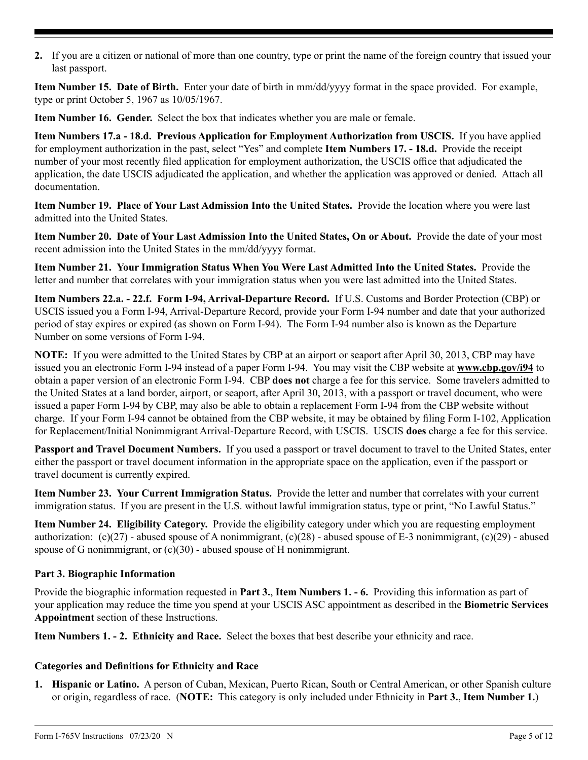2. If you are a citizen or national of more than one country, type or print the name of the foreign country that issued your last passport.

**Item Number 15. Date of Birth.** Enter your date of birth in mm/dd/yyyy format in the space provided. For example, type or print October 5, 1967 as 10/05/1967.

**Item Number 16. Gender.** Select the box that indicates whether you are male or female.

**Item Numbers 17.a - 18.d. Previous Application for Employment Authorization from USCIS.** If you have applied for employment authorization in the past, select "Yes" and complete **Item Numbers 17. - 18.d.** Provide the receipt number of your most recently filed application for employment authorization, the USCIS office that adjudicated the application, the date USCIS adjudicated the application, and whether the application was approved or denied. Attach all documentation.

**Item Number 19. Place of Your Last Admission Into the United States.** Provide the location where you were last admitted into the United States.

**Item Number 20. Date of Your Last Admission Into the United States, On or About.** Provide the date of your most recent admission into the United States in the mm/dd/yyyy format.

**Item Number 21. Your Immigration Status When You Were Last Admitted Into the United States.** Provide the letter and number that correlates with your immigration status when you were last admitted into the United States.

**Item Numbers 22.a. - 22.f. Form I-94, Arrival-Departure Record.** If U.S. Customs and Border Protection (CBP) or USCIS issued you a Form I-94, Arrival-Departure Record, provide your Form I-94 number and date that your authorized period of stay expires or expired (as shown on Form I-94). The Form I-94 number also is known as the Departure Number on some versions of Form I-94.

**NOTE:** If you were admitted to the United States by CBP at an airport or seaport after April 30, 2013, CBP may have issued you an electronic Form I-94 instead of a paper Form I-94. You may visit the CBP website at **www.cbp.gov/i94** to obtain a paper version of an electronic Form I-94. CBP **does not** charge a fee for this service. Some travelers admitted to the United States at a land border, airport, or seaport, after April 30, 2013, with a passport or travel document, who were issued a paper Form I-94 by CBP, may also be able to obtain a replacement Form I-94 from the CBP website without charge. If your Form I-94 cannot be obtained from the CBP website, it may be obtained by filing Form I-102, Application for Replacement/Initial Nonimmigrant Arrival-Departure Record, with USCIS. USCIS **does** charge a fee for this service.

**Passport and Travel Document Numbers.** If you used a passport or travel document to travel to the United States, enter either the passport or travel document information in the appropriate space on the application, even if the passport or travel document is currently expired.

**Item Number 23. Your Current Immigration Status.** Provide the letter and number that correlates with your current immigration status. If you are present in the U.S. without lawful immigration status, type or print, "No Lawful Status."

**Item Number 24. Eligibility Category.** Provide the eligibility category under which you are requesting employment authorization: (c)(27) - abused spouse of A nonimmigrant, (c)(28) - abused spouse of E-3 nonimmigrant, (c)(29) - abused spouse of G nonimmigrant, or (c)(30) - abused spouse of H nonimmigrant.

### Part 3. Biographic Information

Provide the biographic information requested in **Part 3.**, **Item Numbers 1. - 6.** Providing this information as part of your application may reduce the time you spend at your USCIS ASC appointment as described in the **Biometric Services Appointment** section of these Instructions.

**Item Numbers 1. - 2. Ethnicity and Race.** Select the boxes that best describe your ethnicity and race.

#### Categories and Definitions for Ethnicity and Race

1. **Hispanic or Latino.** A person of Cuban, Mexican, Puerto Rican, South or Central American, or other Spanish culture or origin, regardless of race. (**NOTE:** This category is only included under Ethnicity in **Part 3.**, **Item Number 1.**)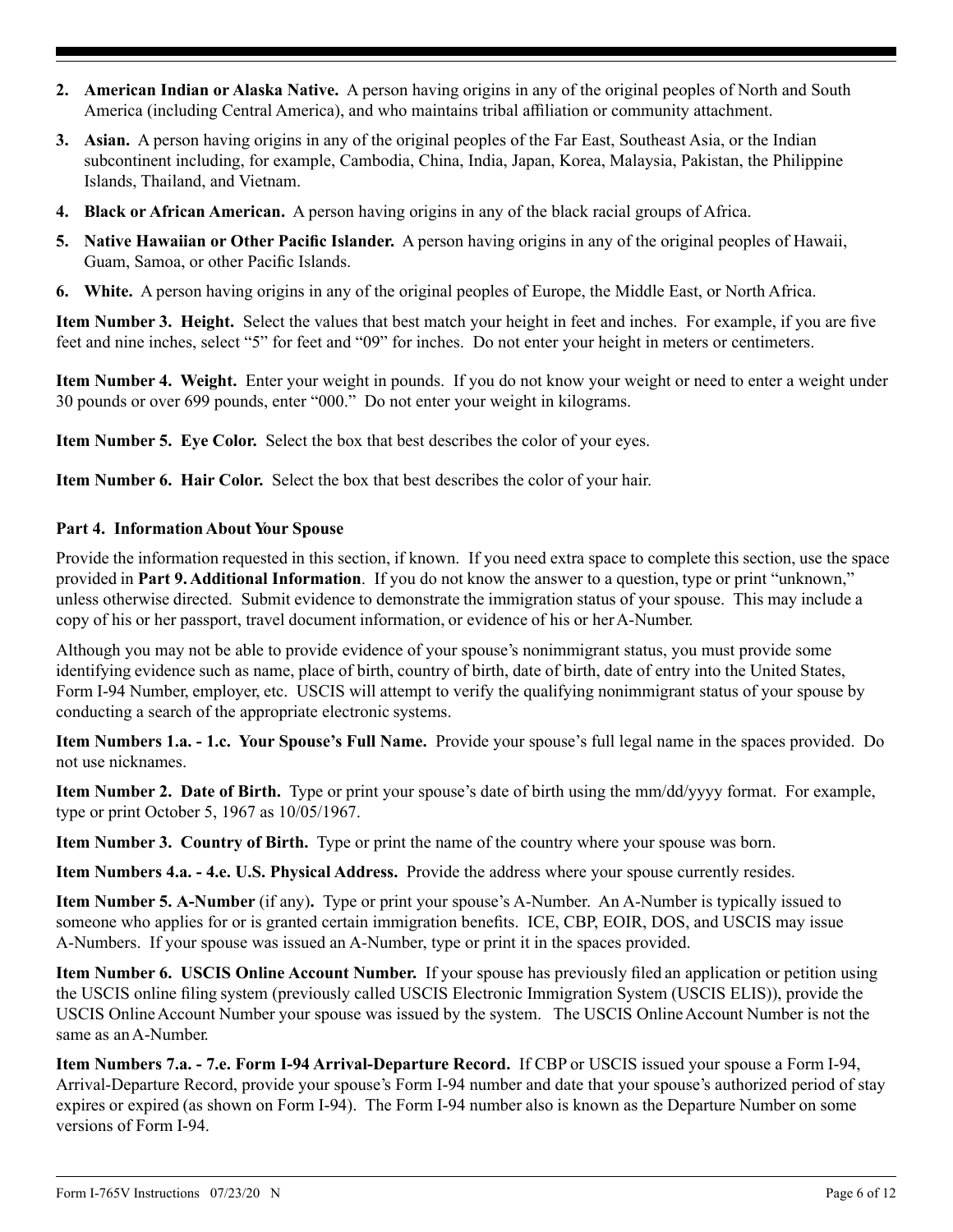2. **American Indian or Alaska Native.** A person having origins in any of the original peoples of North and South America (including Central America), and who maintains tribal affiliation or community attachment.
3. **Asian.** A person having origins in any of the original peoples of the Far East, Southeast Asia, or the Indian subcontinent including, for example, Cambodia, China, India, Japan, Korea, Malaysia, Pakistan, the Philippine Islands, Thailand, and Vietnam.
4. **Black or African American.** A person having origins in any of the black racial groups of Africa.
5. **Native Hawaiian or Other Pacific Islander.** A person having origins in any of the original peoples of Hawaii, Guam, Samoa, or other Pacific Islands.
6. **White.** A person having origins in any of the original peoples of Europe, the Middle East, or North Africa.

**Item Number 3. Height.** Select the values that best match your height in feet and inches. For example, if you are five feet and nine inches, select "5" for feet and "09" for inches. Do not enter your height in meters or centimeters.

**Item Number 4. Weight.** Enter your weight in pounds. If you do not know your weight or need to enter a weight under 30 pounds or over 699 pounds, enter "000." Do not enter your weight in kilograms.

**Item Number 5. Eye Color.** Select the box that best describes the color of your eyes.

**Item Number 6. Hair Color.** Select the box that best describes the color of your hair.

**Part 4. Information About Your Spouse**

Provide the information requested in this section, if known. If you need extra space to complete this section, use the space provided in **Part 9. Additional Information**. If you do not know the answer to a question, type or print "unknown," unless otherwise directed. Submit evidence to demonstrate the immigration status of your spouse. This may include a copy of his or her passport, travel document information, or evidence of his or her A-Number.

Although you may not be able to provide evidence of your spouse's nonimmigrant status, you must provide some identifying evidence such as name, place of birth, country of birth, date of birth, date of entry into the United States, Form I-94 Number, employer, etc. USCIS will attempt to verify the qualifying nonimmigrant status of your spouse by conducting a search of the appropriate electronic systems.

**Item Numbers 1.a. - 1.c. Your Spouse's Full Name.** Provide your spouse's full legal name in the spaces provided. Do not use nicknames.

**Item Number 2. Date of Birth.** Type or print your spouse's date of birth using the mm/dd/yyyy format. For example, type or print October 5, 1967 as 10/05/1967.

**Item Number 3. Country of Birth.** Type or print the name of the country where your spouse was born.

**Item Numbers 4.a. - 4.e. U.S. Physical Address.** Provide the address where your spouse currently resides.

**Item Number 5. A-Number** (if any)**.** Type or print your spouse's A-Number. An A-Number is typically issued to someone who applies for or is granted certain immigration benefits. ICE, CBP, EOIR, DOS, and USCIS may issue A-Numbers. If your spouse was issued an A-Number, type or print it in the spaces provided.

**Item Number 6. USCIS Online Account Number.** If your spouse has previously filed an application or petition using the USCIS online filing system (previously called USCIS Electronic Immigration System (USCIS ELIS)), provide the USCIS Online Account Number your spouse was issued by the system. The USCIS Online Account Number is not the same as an A-Number.

**Item Numbers 7.a. - 7.e. Form I-94 Arrival-Departure Record.** If CBP or USCIS issued your spouse a Form I-94, Arrival-Departure Record, provide your spouse's Form I-94 number and date that your spouse's authorized period of stay expires or expired (as shown on Form I-94). The Form I-94 number also is known as the Departure Number on some versions of Form I-94.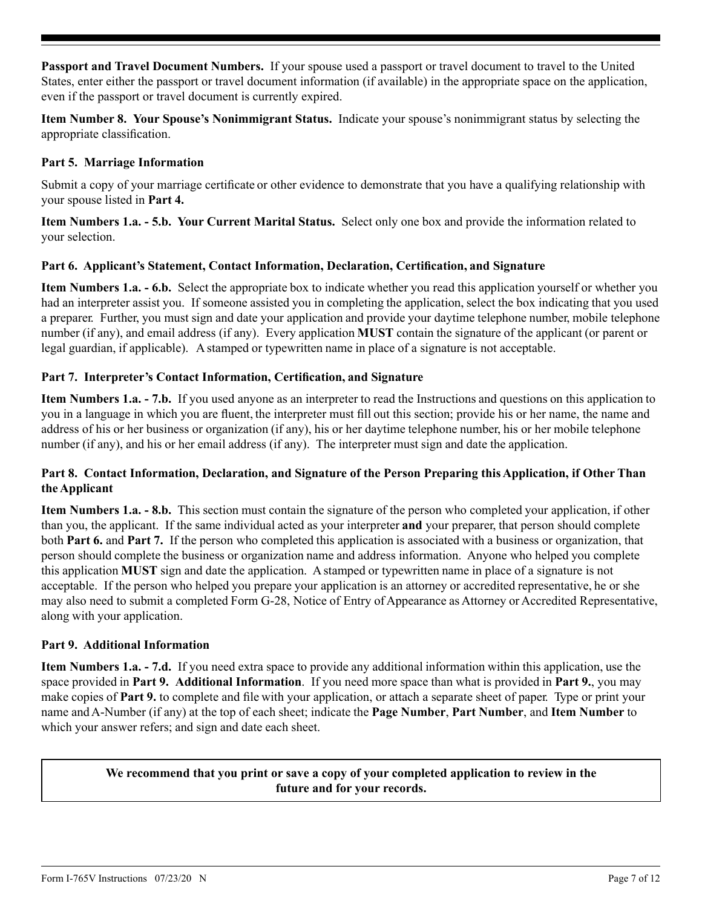**Passport and Travel Document Numbers.** If your spouse used a passport or travel document to travel to the United States, enter either the passport or travel document information (if available) in the appropriate space on the application, even if the passport or travel document is currently expired.

**Item Number 8. Your Spouse's Nonimmigrant Status.** Indicate your spouse's nonimmigrant status by selecting the appropriate classification.

### Part 5. Marriage Information

Submit a copy of your marriage certificate or other evidence to demonstrate that you have a qualifying relationship with your spouse listed in **Part 4.**

**Item Numbers 1.a. - 5.b. Your Current Marital Status.** Select only one box and provide the information related to your selection.

### Part 6. Applicant's Statement, Contact Information, Declaration, Certification, and Signature

**Item Numbers 1.a. - 6.b.** Select the appropriate box to indicate whether you read this application yourself or whether you had an interpreter assist you. If someone assisted you in completing the application, select the box indicating that you used a preparer. Further, you must sign and date your application and provide your daytime telephone number, mobile telephone number (if any), and email address (if any). Every application **MUST** contain the signature of the applicant (or parent or legal guardian, if applicable). A stamped or typewritten name in place of a signature is not acceptable.

### Part 7. Interpreter's Contact Information, Certification, and Signature

**Item Numbers 1.a. - 7.b.** If you used anyone as an interpreter to read the Instructions and questions on this application to you in a language in which you are fluent, the interpreter must fill out this section; provide his or her name, the name and address of his or her business or organization (if any), his or her daytime telephone number, his or her mobile telephone number (if any), and his or her email address (if any). The interpreter must sign and date the application.

### Part 8. Contact Information, Declaration, and Signature of the Person Preparing this Application, if Other Than the Applicant

**Item Numbers 1.a. - 8.b.** This section must contain the signature of the person who completed your application, if other than you, the applicant. If the same individual acted as your interpreter **and** your preparer, that person should complete both **Part 6.** and **Part 7.** If the person who completed this application is associated with a business or organization, that person should complete the business or organization name and address information. Anyone who helped you complete this application **MUST** sign and date the application. A stamped or typewritten name in place of a signature is not acceptable. If the person who helped you prepare your application is an attorney or accredited representative, he or she may also need to submit a completed Form G-28, Notice of Entry of Appearance as Attorney or Accredited Representative, along with your application.

### Part 9. Additional Information

**Item Numbers 1.a. - 7.d.** If you need extra space to provide any additional information within this application, use the space provided in **Part 9. Additional Information**. If you need more space than what is provided in **Part 9.**, you may make copies of **Part 9.** to complete and file with your application, or attach a separate sheet of paper. Type or print your name and A-Number (if any) at the top of each sheet; indicate the **Page Number**, **Part Number**, and **Item Number** to which your answer refers; and sign and date each sheet.

**We recommend that you print or save a copy of your completed application to review in the future and for your records.**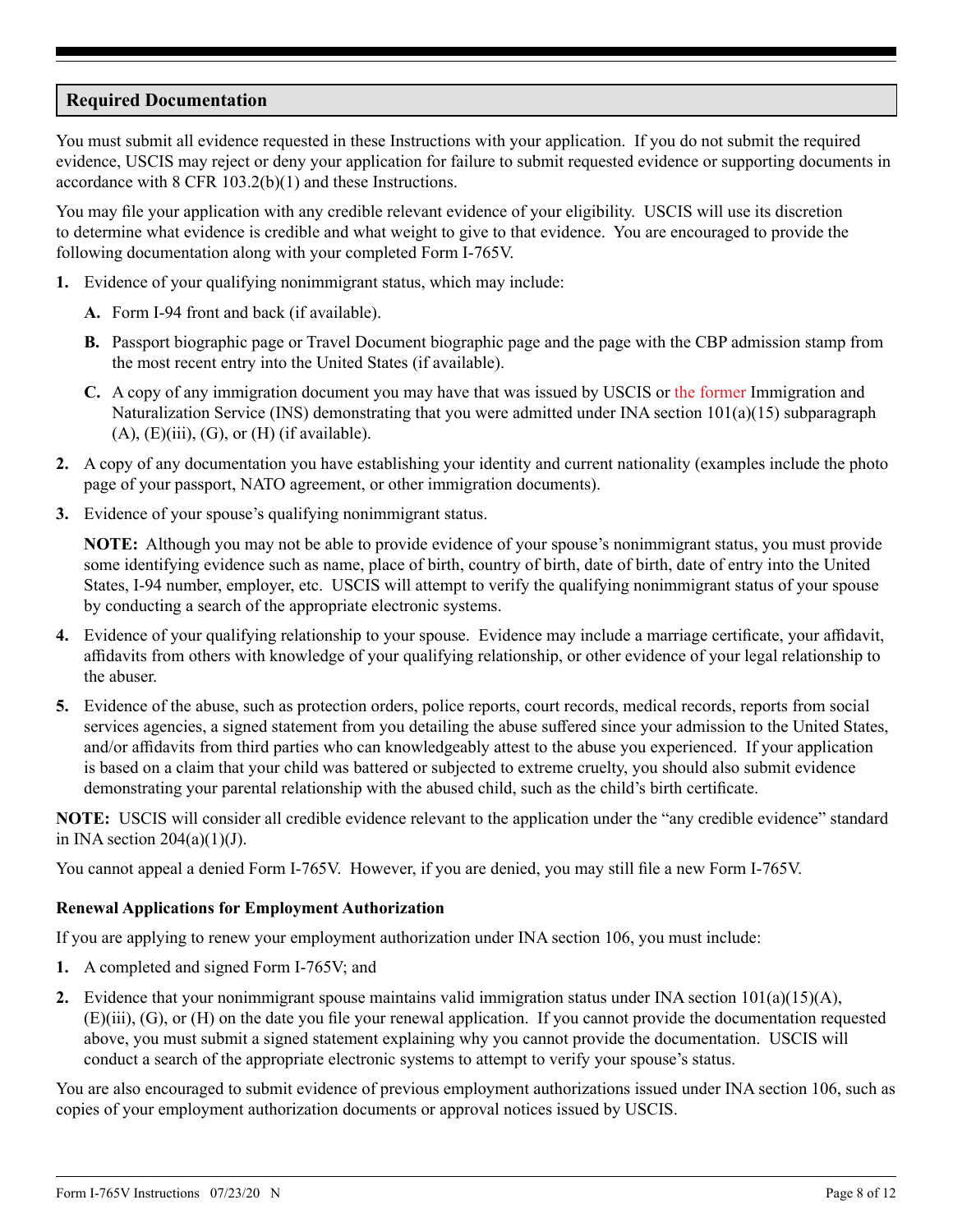## Required Documentation

You must submit all evidence requested in these Instructions with your application. If you do not submit the required evidence, USCIS may reject or deny your application for failure to submit requested evidence or supporting documents in accordance with 8 CFR 103.2(b)(1) and these Instructions.

You may file your application with any credible relevant evidence of your eligibility. USCIS will use its discretion to determine what evidence is credible and what weight to give to that evidence. You are encouraged to provide the following documentation along with your completed Form I-765V.

1. Evidence of your qualifying nonimmigrant status, which may include:

   **A.** Form I-94 front and back (if available).

   **B.** Passport biographic page or Travel Document biographic page and the page with the CBP admission stamp from the most recent entry into the United States (if available).

   **C.** A copy of any immigration document you may have that was issued by USCIS or the former Immigration and Naturalization Service (INS) demonstrating that you were admitted under INA section 101(a)(15) subparagraph (A), (E)(iii), (G), or (H) (if available).

2. A copy of any documentation you have establishing your identity and current nationality (examples include the photo page of your passport, NATO agreement, or other immigration documents).

3. Evidence of your spouse's qualifying nonimmigrant status.

   **NOTE:** Although you may not be able to provide evidence of your spouse's nonimmigrant status, you must provide some identifying evidence such as name, place of birth, country of birth, date of birth, date of entry into the United States, I-94 number, employer, etc. USCIS will attempt to verify the qualifying nonimmigrant status of your spouse by conducting a search of the appropriate electronic systems.

4. Evidence of your qualifying relationship to your spouse. Evidence may include a marriage certificate, your affidavit, affidavits from others with knowledge of your qualifying relationship, or other evidence of your legal relationship to the abuser.

5. Evidence of the abuse, such as protection orders, police reports, court records, medical records, reports from social services agencies, a signed statement from you detailing the abuse suffered since your admission to the United States, and/or affidavits from third parties who can knowledgeably attest to the abuse you experienced. If your application is based on a claim that your child was battered or subjected to extreme cruelty, you should also submit evidence demonstrating your parental relationship with the abused child, such as the child's birth certificate.

**NOTE:** USCIS will consider all credible evidence relevant to the application under the "any credible evidence" standard in INA section 204(a)(1)(J).

You cannot appeal a denied Form I-765V. However, if you are denied, you may still file a new Form I-765V.

### Renewal Applications for Employment Authorization

If you are applying to renew your employment authorization under INA section 106, you must include:

1. A completed and signed Form I-765V; and

2. Evidence that your nonimmigrant spouse maintains valid immigration status under INA section 101(a)(15)(A), (E)(iii), (G), or (H) on the date you file your renewal application. If you cannot provide the documentation requested above, you must submit a signed statement explaining why you cannot provide the documentation. USCIS will conduct a search of the appropriate electronic systems to attempt to verify your spouse's status.

You are also encouraged to submit evidence of previous employment authorizations issued under INA section 106, such as copies of your employment authorization documents or approval notices issued by USCIS.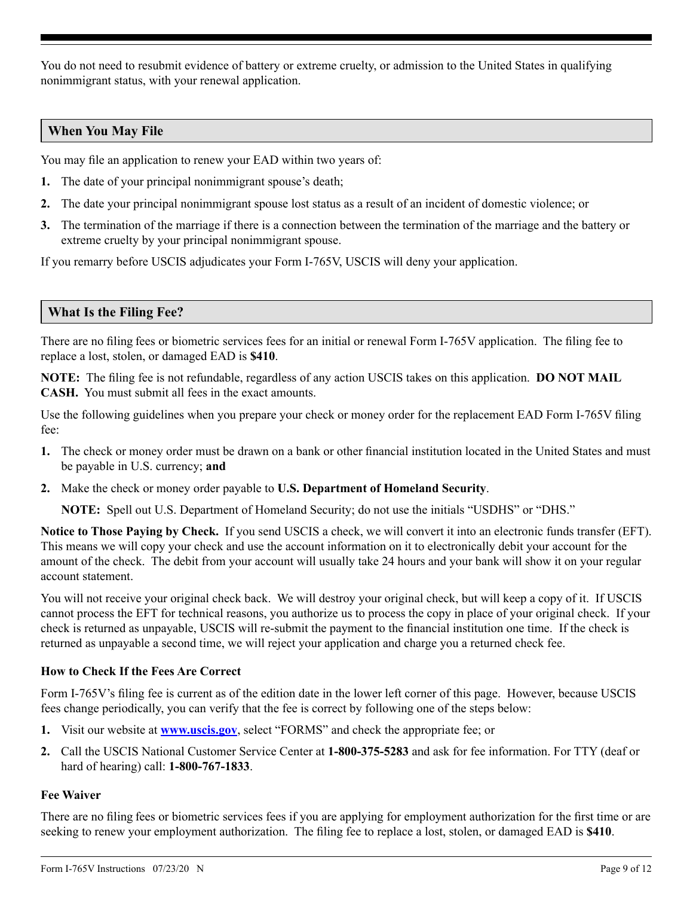You do not need to resubmit evidence of battery or extreme cruelty, or admission to the United States in qualifying nonimmigrant status, with your renewal application.

## When You May File

You may file an application to renew your EAD within two years of:

1. The date of your principal nonimmigrant spouse's death;
2. The date your principal nonimmigrant spouse lost status as a result of an incident of domestic violence; or
3. The termination of the marriage if there is a connection between the termination of the marriage and the battery or extreme cruelty by your principal nonimmigrant spouse.

If you remarry before USCIS adjudicates your Form I-765V, USCIS will deny your application.

## What Is the Filing Fee?

There are no filing fees or biometric services fees for an initial or renewal Form I-765V application. The filing fee to replace a lost, stolen, or damaged EAD is **$410**.

**NOTE:** The filing fee is not refundable, regardless of any action USCIS takes on this application. **DO NOT MAIL CASH.** You must submit all fees in the exact amounts.

Use the following guidelines when you prepare your check or money order for the replacement EAD Form I-765V filing fee:

1. The check or money order must be drawn on a bank or other financial institution located in the United States and must be payable in U.S. currency; **and**
2. Make the check or money order payable to **U.S. Department of Homeland Security**.

   **NOTE:** Spell out U.S. Department of Homeland Security; do not use the initials "USDHS" or "DHS."

**Notice to Those Paying by Check.** If you send USCIS a check, we will convert it into an electronic funds transfer (EFT). This means we will copy your check and use the account information on it to electronically debit your account for the amount of the check. The debit from your account will usually take 24 hours and your bank will show it on your regular account statement.

You will not receive your original check back. We will destroy your original check, but will keep a copy of it. If USCIS cannot process the EFT for technical reasons, you authorize us to process the copy in place of your original check. If your check is returned as unpayable, USCIS will re-submit the payment to the financial institution one time. If the check is returned as unpayable a second time, we will reject your application and charge you a returned check fee.

### How to Check If the Fees Are Correct

Form I-765V's filing fee is current as of the edition date in the lower left corner of this page. However, because USCIS fees change periodically, you can verify that the fee is correct by following one of the steps below:

1. Visit our website at **www.uscis.gov**, select "FORMS" and check the appropriate fee; or
2. Call the USCIS National Customer Service Center at **1-800-375-5283** and ask for fee information. For TTY (deaf or hard of hearing) call: **1-800-767-1833**.

### Fee Waiver

There are no filing fees or biometric services fees if you are applying for employment authorization for the first time or are seeking to renew your employment authorization. The filing fee to replace a lost, stolen, or damaged EAD is **$410**.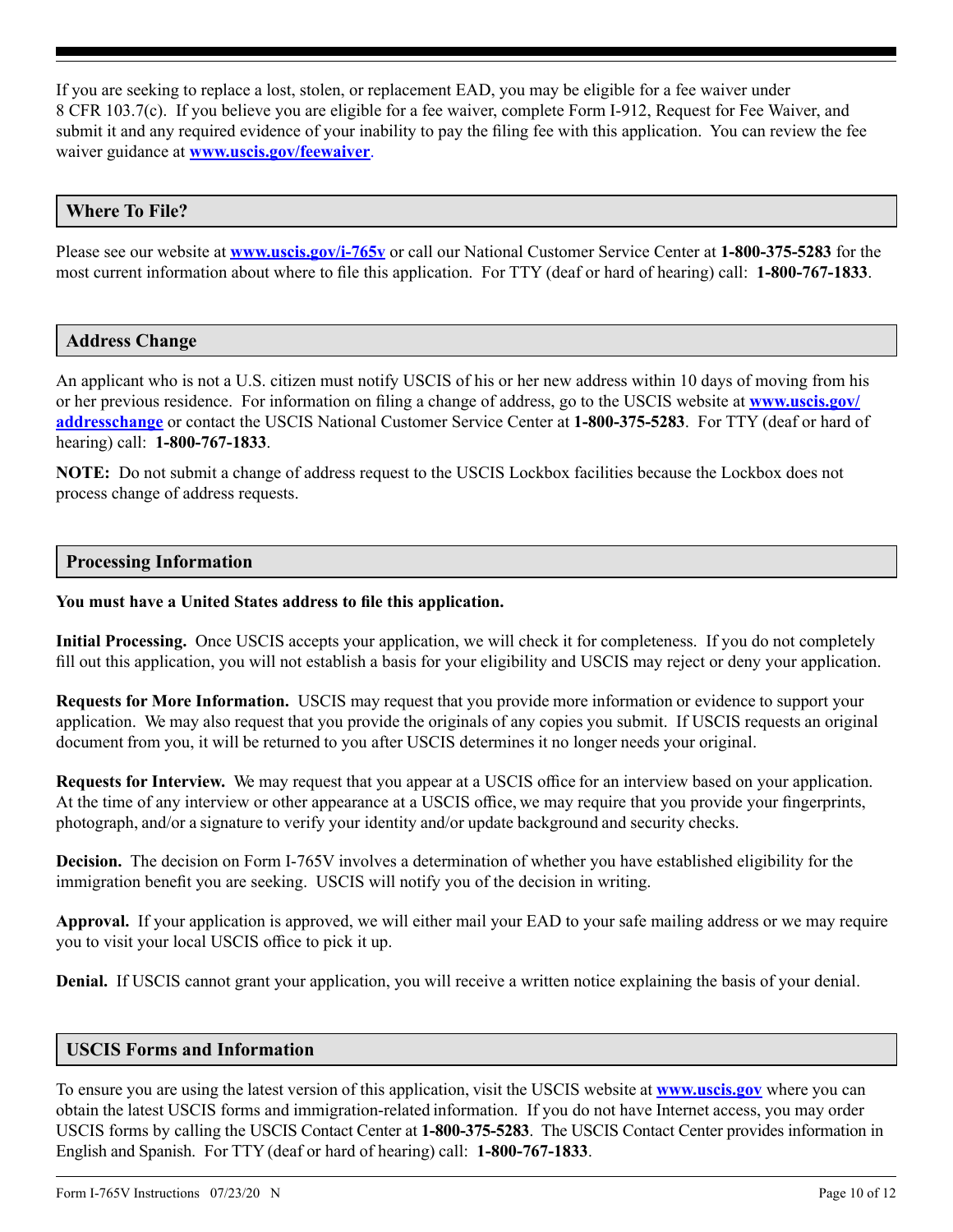If you are seeking to replace a lost, stolen, or replacement EAD, you may be eligible for a fee waiver under 8 CFR 103.7(c). If you believe you are eligible for a fee waiver, complete Form I-912, Request for Fee Waiver, and submit it and any required evidence of your inability to pay the filing fee with this application. You can review the fee waiver guidance at **www.uscis.gov/feewaiver**.

## Where To File?

Please see our website at **www.uscis.gov/i-765v** or call our National Customer Service Center at **1-800-375-5283** for the most current information about where to file this application. For TTY (deaf or hard of hearing) call: **1-800-767-1833**.

## Address Change

An applicant who is not a U.S. citizen must notify USCIS of his or her new address within 10 days of moving from his or her previous residence. For information on filing a change of address, go to the USCIS website at **www.uscis.gov/addresschange** or contact the USCIS National Customer Service Center at **1-800-375-5283**. For TTY (deaf or hard of hearing) call: **1-800-767-1833**.

**NOTE:** Do not submit a change of address request to the USCIS Lockbox facilities because the Lockbox does not process change of address requests.

## Processing Information

**You must have a United States address to file this application.**

**Initial Processing.** Once USCIS accepts your application, we will check it for completeness. If you do not completely fill out this application, you will not establish a basis for your eligibility and USCIS may reject or deny your application.

**Requests for More Information.** USCIS may request that you provide more information or evidence to support your application. We may also request that you provide the originals of any copies you submit. If USCIS requests an original document from you, it will be returned to you after USCIS determines it no longer needs your original.

**Requests for Interview.** We may request that you appear at a USCIS office for an interview based on your application. At the time of any interview or other appearance at a USCIS office, we may require that you provide your fingerprints, photograph, and/or a signature to verify your identity and/or update background and security checks.

**Decision.** The decision on Form I-765V involves a determination of whether you have established eligibility for the immigration benefit you are seeking. USCIS will notify you of the decision in writing.

**Approval.** If your application is approved, we will either mail your EAD to your safe mailing address or we may require you to visit your local USCIS office to pick it up.

**Denial.** If USCIS cannot grant your application, you will receive a written notice explaining the basis of your denial.

## USCIS Forms and Information

To ensure you are using the latest version of this application, visit the USCIS website at **www.uscis.gov** where you can obtain the latest USCIS forms and immigration-related information. If you do not have Internet access, you may order USCIS forms by calling the USCIS Contact Center at **1-800-375-5283**. The USCIS Contact Center provides information in English and Spanish. For TTY (deaf or hard of hearing) call: **1-800-767-1833**.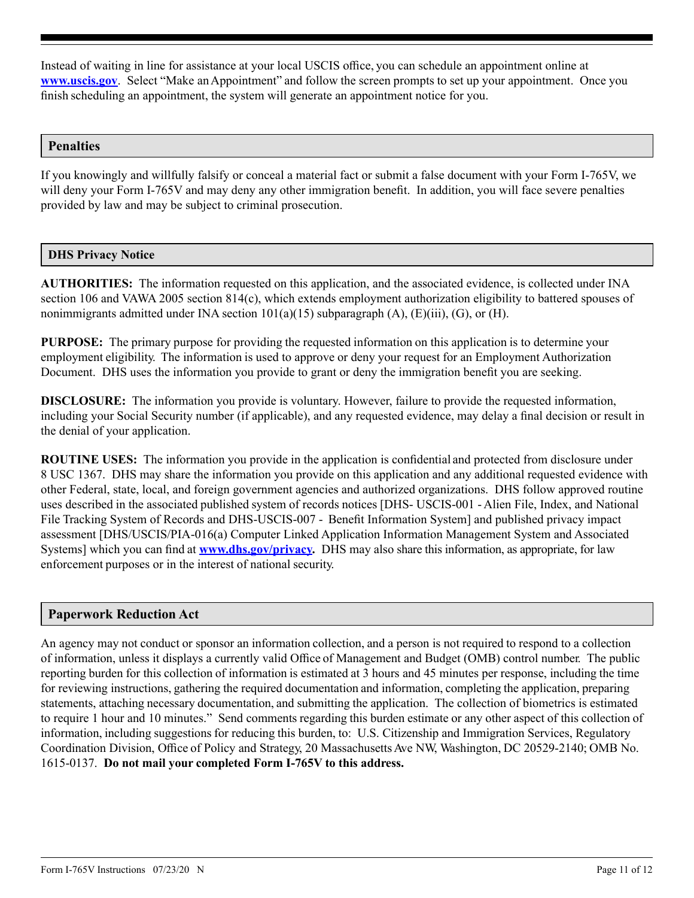Instead of waiting in line for assistance at your local USCIS office, you can schedule an appointment online at **[www.uscis.gov](http://www.uscis.gov)**. Select "Make an Appointment" and follow the screen prompts to set up your appointment. Once you finish scheduling an appointment, the system will generate an appointment notice for you.

## Penalties

If you knowingly and willfully falsify or conceal a material fact or submit a false document with your Form I-765V, we will deny your Form I-765V and may deny any other immigration benefit. In addition, you will face severe penalties provided by law and may be subject to criminal prosecution.

## DHS Privacy Notice

**AUTHORITIES:** The information requested on this application, and the associated evidence, is collected under INA section 106 and VAWA 2005 section 814(c), which extends employment authorization eligibility to battered spouses of nonimmigrants admitted under INA section 101(a)(15) subparagraph (A), (E)(iii), (G), or (H).

**PURPOSE:** The primary purpose for providing the requested information on this application is to determine your employment eligibility. The information is used to approve or deny your request for an Employment Authorization Document. DHS uses the information you provide to grant or deny the immigration benefit you are seeking.

**DISCLOSURE:** The information you provide is voluntary. However, failure to provide the requested information, including your Social Security number (if applicable), and any requested evidence, may delay a final decision or result in the denial of your application.

**ROUTINE USES:** The information you provide in the application is confidential and protected from disclosure under 8 USC 1367. DHS may share the information you provide on this application and any additional requested evidence with other Federal, state, local, and foreign government agencies and authorized organizations. DHS follow approved routine uses described in the associated published system of records notices [DHS- USCIS-001 - Alien File, Index, and National File Tracking System of Records and DHS-USCIS-007 - Benefit Information System] and published privacy impact assessment [DHS/USCIS/PIA-016(a) Computer Linked Application Information Management System and Associated Systems] which you can find at **[www.dhs.gov/privacy](http://www.dhs.gov/privacy).** DHS may also share this information, as appropriate, for law enforcement purposes or in the interest of national security.

## Paperwork Reduction Act

An agency may not conduct or sponsor an information collection, and a person is not required to respond to a collection of information, unless it displays a currently valid Office of Management and Budget (OMB) control number. The public reporting burden for this collection of information is estimated at 3 hours and 45 minutes per response, including the time for reviewing instructions, gathering the required documentation and information, completing the application, preparing statements, attaching necessary documentation, and submitting the application. The collection of biometrics is estimated to require 1 hour and 10 minutes." Send comments regarding this burden estimate or any other aspect of this collection of information, including suggestions for reducing this burden, to: U.S. Citizenship and Immigration Services, Regulatory Coordination Division, Office of Policy and Strategy, 20 Massachusetts Ave NW, Washington, DC 20529-2140; OMB No. 1615-0137. **Do not mail your completed Form I-765V to this address.**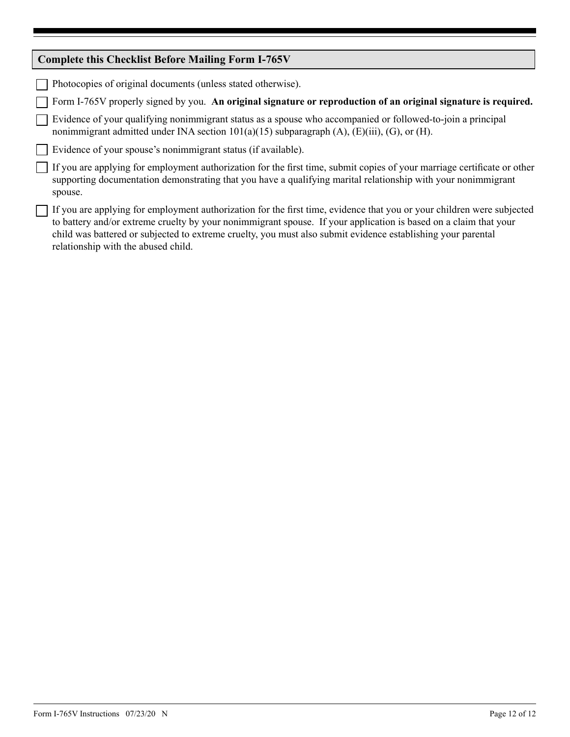## Complete this Checklist Before Mailing Form I-765V

- [ ] Photocopies of original documents (unless stated otherwise).
- [ ] Form I-765V properly signed by you. **An original signature or reproduction of an original signature is required.**
- [ ] Evidence of your qualifying nonimmigrant status as a spouse who accompanied or followed-to-join a principal nonimmigrant admitted under INA section 101(a)(15) subparagraph (A), (E)(iii), (G), or (H).
- [ ] Evidence of your spouse's nonimmigrant status (if available).
- [ ] If you are applying for employment authorization for the first time, submit copies of your marriage certificate or other supporting documentation demonstrating that you have a qualifying marital relationship with your nonimmigrant spouse.
- [ ] If you are applying for employment authorization for the first time, evidence that you or your children were subjected to battery and/or extreme cruelty by your nonimmigrant spouse. If your application is based on a claim that your child was battered or subjected to extreme cruelty, you must also submit evidence establishing your parental relationship with the abused child.